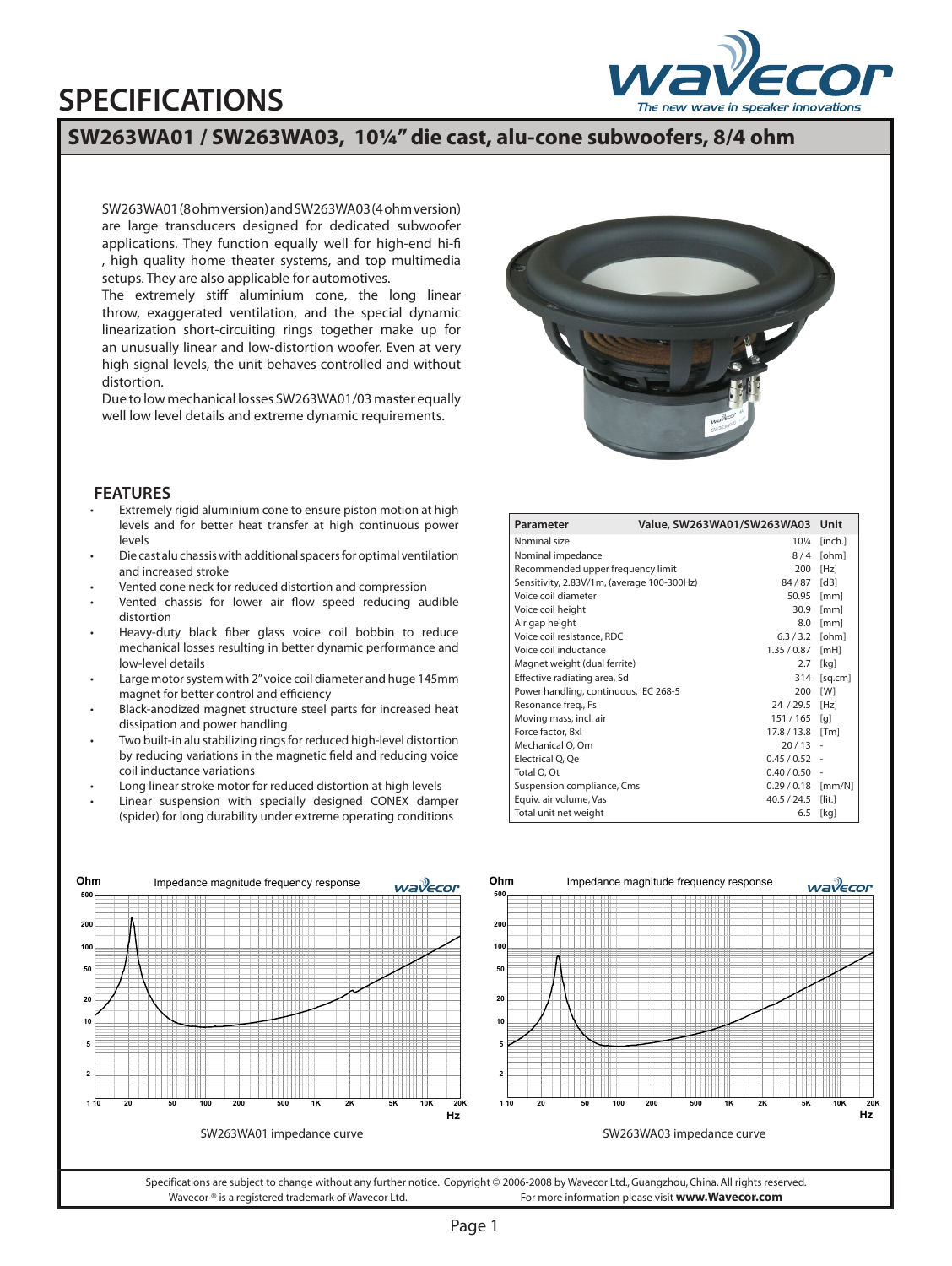# SPECIFICATIONS

## SW263WA01 / SW263WA03, 10¼" die cast, alu-cone subwoofers, 8/4 ohm

SW263WA01 (8 ohm version) and SW263WA03 (4 ohm version) are large transducers designed for dedicated subwoofer applications. They function equally well for high-end hi-fi , high quality home theater systems, and top multimedia setups. They are also applicable for automotives.

The extremely stiff aluminium cone, the long linear throw, exaggerated ventilation, and the special dynamic linearization short-circuiting rings together make up for an unusually linear and low-distortion woofer. Even at very high signal levels, the unit behaves controlled and without distortion.

Due to low mechanical losses SW263WA01/03 master equally well low level details and extreme dynamic requirements.

### FEATURES

- Extremely rigid aluminium cone to ensure piston motion at high levels and for better heat transfer at high continuous power levels
- Die cast alu chassis with additional spacers for optimal ventilation and increased stroke
- Vented cone neck for reduced distortion and compression
- Vented chassis for lower air flow speed reducing audible distortion
- Heavy-duty black fiber glass voice coil bobbin to reduce mechanical losses resulting in better dynamic performance and low-level details
- Large motor system with 2" voice coil diameter and huge 145mm magnet for better control and efficiency
- Black-anodized magnet structure steel parts for increased heat dissipation and power handling
- Two built-in alu stabilizing rings for reduced high-level distortion by reducing variations in the magnetic field and reducing voice coil inductance variations
- Long linear stroke motor for reduced distortion at high levels
- Linear suspension with specially designed CONEX damper (spider) for long durability under extreme operating conditions

| Parameter | Value, SW263WA01/SW263WA03 | Unit |
|---|---|---|
| Nominal size | 10¼ | [inch.] |
| Nominal impedance | 8 / 4 | [ohm] |
| Recommended upper frequency limit | 200 | [Hz] |
| Sensitivity, 2.83V/1m, (average 100-300Hz) | 84 / 87 | [dB] |
| Voice coil diameter | 50.95 | [mm] |
| Voice coil height | 30.9 | [mm] |
| Air gap height | 8.0 | [mm] |
| Voice coil resistance, RDC | 6.3 / 3.2 | [ohm] |
| Voice coil inductance | 1.35 / 0.87 | [mH] |
| Magnet weight (dual ferrite) | 2.7 | [kg] |
| Effective radiating area, Sd | 314 | [sq.cm] |
| Power handling, continuous, IEC 268-5 | 200 | [W] |
| Resonance freq., Fs | 24 / 29.5 | [Hz] |
| Moving mass, incl. air | 151 / 165 | [g] |
| Force factor, Bxl | 17.8 / 13.8 | [Tm] |
| Mechanical Q, Qm | 20 / 13 | - |
| Electrical Q, Qe | 0.45 / 0.52 | - |
| Total Q, Qt | 0.40 / 0.50 | - |
| Suspension compliance, Cms | 0.29 / 0.18 | [mm/N] |
| Equiv. air volume, Vas | 40.5 / 24.5 | [lit.] |
| Total unit net weight | 6.5 | [kg] |

SW263WA01 impedance curve

SW263WA03 impedance curve

Specifications are subject to change without any further notice. Copyright © 2006-2008 by Wavecor Ltd., Guangzhou, China. All rights reserved.
Wavecor ® is a registered trademark of Wavecor Ltd. For more information please visit **www.Wavecor.com**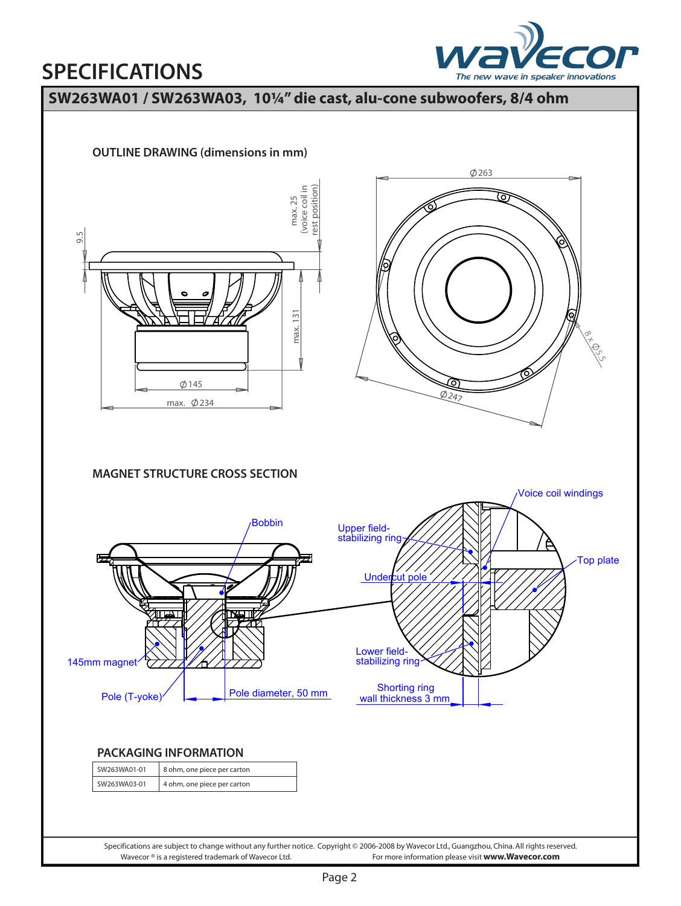# SPECIFICATIONS

## SW263WA01 / SW263WA03, 10¼" die cast, alu-cone subwoofers, 8/4 ohm

### OUTLINE DRAWING (dimensions in mm)

9.5

max. 25 (voice coil in rest position)

max. 131

Ø145

max. Ø234

Ø263

8 x Ø5.5

Ø247

### MAGNET STRUCTURE CROSS SECTION

Bobbin

145mm magnet

Pole (T-yoke)

Pole diameter, 50 mm

Voice coil windings

Upper field-stabilizing ring

Top plate

Undercut pole

Lower field-stabilizing ring

Shorting ring wall thickness 3 mm

### PACKAGING INFORMATION

| | |
|---|---|
| SW263WA01-01 | 8 ohm, one piece per carton |
| SW263WA03-01 | 4 ohm, one piece per carton |

Specifications are subject to change without any further notice. Copyright © 2006-2008 by Wavecor Ltd., Guangzhou, China. All rights reserved.
Wavecor ® is a registered trademark of Wavecor Ltd. For more information please visit **www.Wavecor.com**